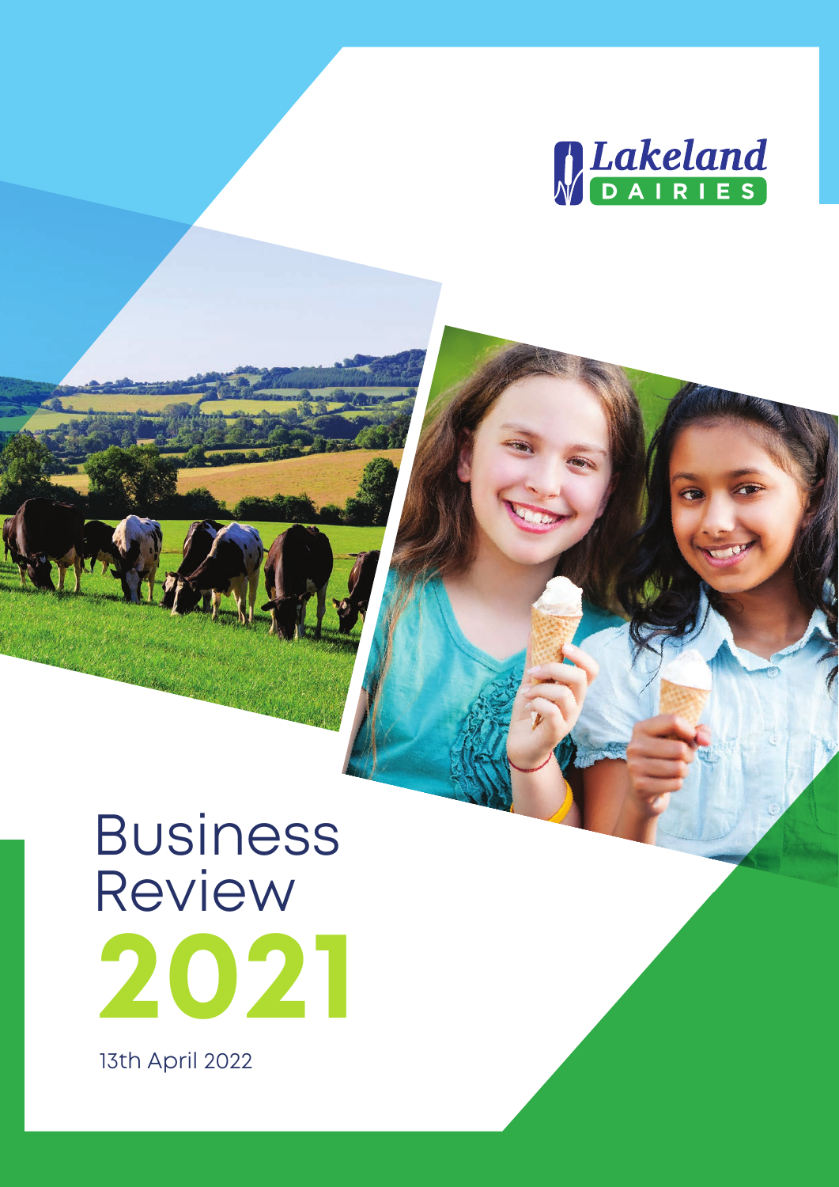Lakeland DAIRIES

# Business Review 2021

13th April 2022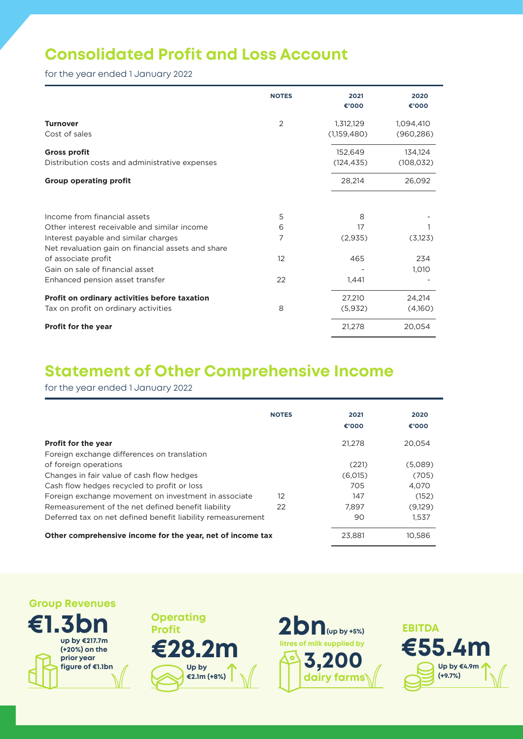# Consolidated Profit and Loss Account

for the year ended 1 January 2022

| | NOTES | 2021 €'000 | 2020 €'000 |
|---|---|---|---|
| **Turnover** | 2 | 1,312,129 | 1,094,410 |
| Cost of sales | | (1,159,480) | (960,286) |
| **Gross profit** | | 152,649 | 134,124 |
| Distribution costs and administrative expenses | | (124,435) | (108,032) |
| **Group operating profit** | | 28,214 | 26,092 |
| Income from financial assets | 5 | 8 | - |
| Other interest receivable and similar income | 6 | 17 | 1 |
| Interest payable and similar charges | 7 | (2,935) | (3,123) |
| Net revaluation gain on financial assets and share of associate profit | 12 | 465 | 234 |
| Gain on sale of financial asset | | - | 1,010 |
| Enhanced pension asset transfer | 22 | 1,441 | - |
| **Profit on ordinary activities before taxation** | | 27,210 | 24,214 |
| Tax on profit on ordinary activities | 8 | (5,932) | (4,160) |
| **Profit for the year** | | 21,278 | 20,054 |

# Statement of Other Comprehensive Income

for the year ended 1 January 2022

| | NOTES | 2021 €'000 | 2020 €'000 |
|---|---|---|---|
| **Profit for the year** | | 21,278 | 20,054 |
| Foreign exchange differences on translation of foreign operations | | (221) | (5,089) |
| Changes in fair value of cash flow hedges | | (6,015) | (705) |
| Cash flow hedges recycled to profit or loss | | 705 | 4,070 |
| Foreign exchange movement on investment in associate | 12 | 147 | (152) |
| Remeasurement of the net defined benefit liability | 22 | 7,897 | (9,129) |
| Deferred tax on net defined benefit liability remeasurement | | 90 | 1,537 |
| **Other comprehensive income for the year, net of income tax** | | 23,881 | 10,586 |

**Group Revenues**

**€1.3bn**

up by €217.7m (+20%) on the prior year figure of €1.1bn

**Operating Profit**

**€28.2m**

Up by €2.1m (+8%)

**2bn** (up by +5%)

litres of milk supplied by

**3,200**

dairy farms

**EBITDA**

**€55.4m**

Up by €4.9m (+9.7%)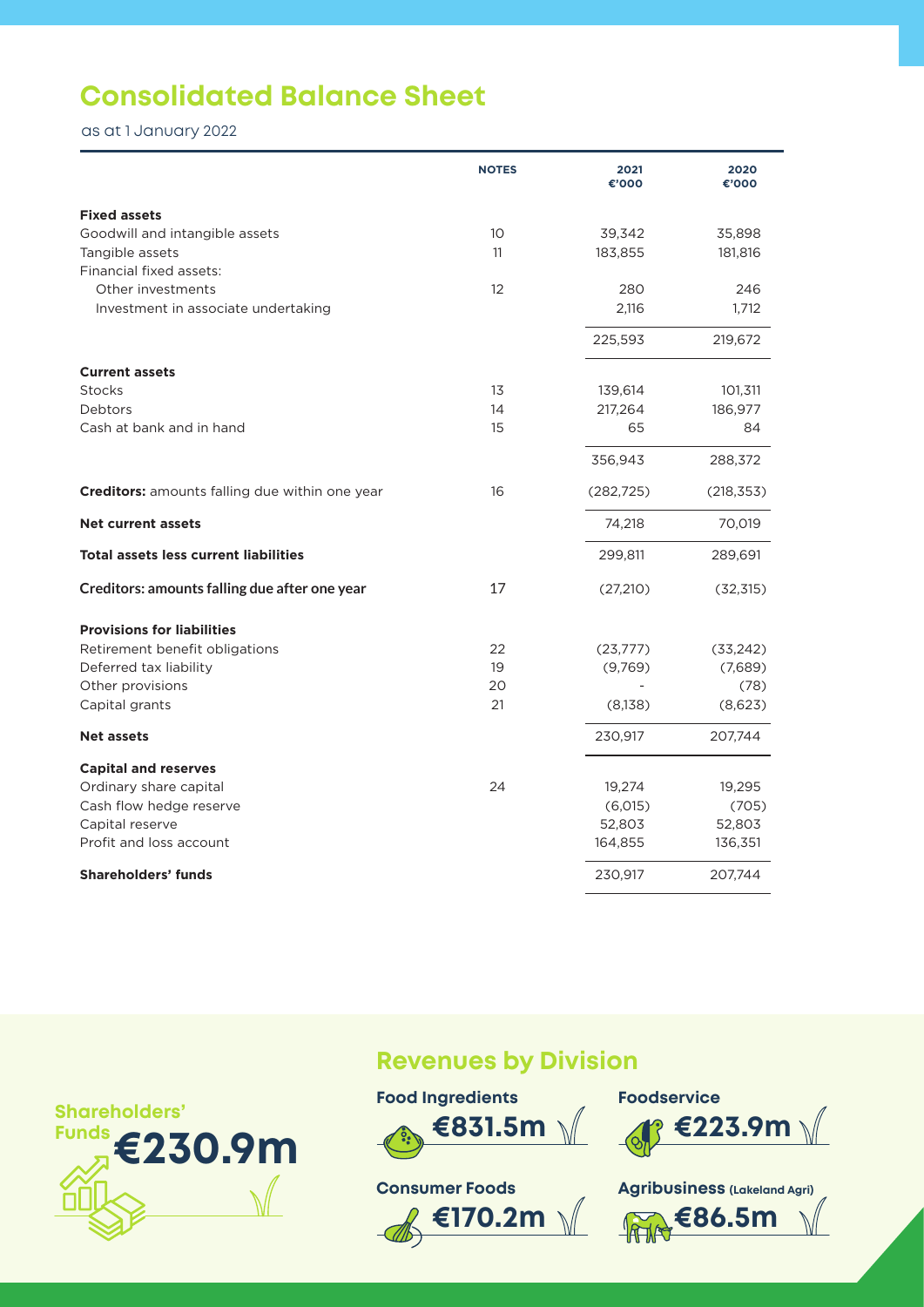# Consolidated Balance Sheet

as at 1 January 2022

| | NOTES | 2021 €'000 | 2020 €'000 |
|---|---|---|---|
| **Fixed assets** | | | |
| Goodwill and intangible assets | 10 | 39,342 | 35,898 |
| Tangible assets | 11 | 183,855 | 181,816 |
| Financial fixed assets: | | | |
| Other investments | 12 | 280 | 246 |
| Investment in associate undertaking | | 2,116 | 1,712 |
| | | 225,593 | 219,672 |
| **Current assets** | | | |
| Stocks | 13 | 139,614 | 101,311 |
| Debtors | 14 | 217,264 | 186,977 |
| Cash at bank and in hand | 15 | 65 | 84 |
| | | 356,943 | 288,372 |
| **Creditors:** amounts falling due within one year | 16 | (282,725) | (218,353) |
| **Net current assets** | | 74,218 | 70,019 |
| **Total assets less current liabilities** | | 299,811 | 289,691 |
| **Creditors: amounts falling due after one year** | 17 | (27,210) | (32,315) |
| **Provisions for liabilities** | | | |
| Retirement benefit obligations | 22 | (23,777) | (33,242) |
| Deferred tax liability | 19 | (9,769) | (7,689) |
| Other provisions | 20 | - | (78) |
| Capital grants | 21 | (8,138) | (8,623) |
| **Net assets** | | 230,917 | 207,744 |
| **Capital and reserves** | | | |
| Ordinary share capital | 24 | 19,274 | 19,295 |
| Cash flow hedge reserve | | (6,015) | (705) |
| Capital reserve | | 52,803 | 52,803 |
| Profit and loss account | | 164,855 | 136,351 |
| **Shareholders' funds** | | 230,917 | 207,744 |

**Shareholders' Funds €230.9m**

## Revenues by Division

**Food Ingredients** €831.5m

**Foodservice** €223.9m

**Consumer Foods** €170.2m

**Agribusiness (Lakeland Agri)** €86.5m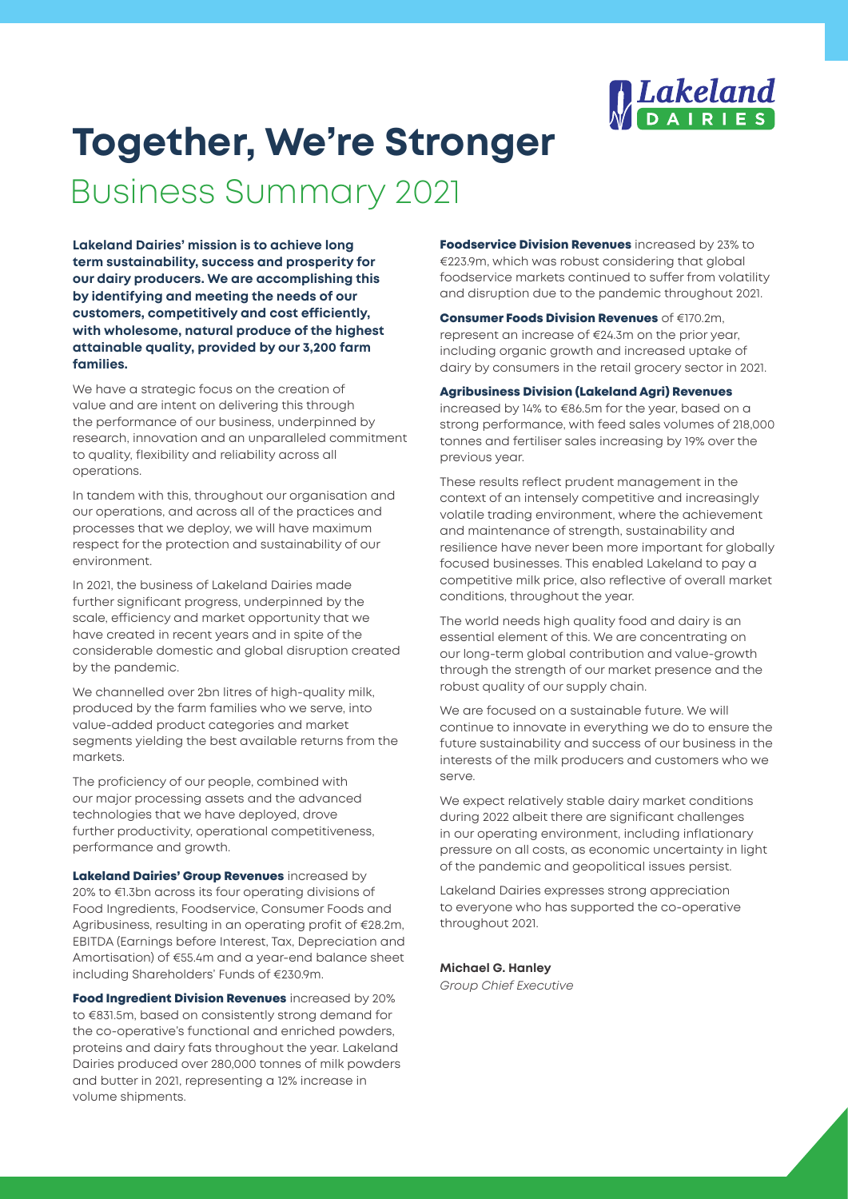# Together, We're Stronger

## Business Summary 2021

**Lakeland Dairies' mission is to achieve long term sustainability, success and prosperity for our dairy producers. We are accomplishing this by identifying and meeting the needs of our customers, competitively and cost efficiently, with wholesome, natural produce of the highest attainable quality, provided by our 3,200 farm families.**

We have a strategic focus on the creation of value and are intent on delivering this through the performance of our business, underpinned by research, innovation and an unparalleled commitment to quality, flexibility and reliability across all operations.

In tandem with this, throughout our organisation and our operations, and across all of the practices and processes that we deploy, we will have maximum respect for the protection and sustainability of our environment.

In 2021, the business of Lakeland Dairies made further significant progress, underpinned by the scale, efficiency and market opportunity that we have created in recent years and in spite of the considerable domestic and global disruption created by the pandemic.

We channelled over 2bn litres of high-quality milk, produced by the farm families who we serve, into value-added product categories and market segments yielding the best available returns from the markets.

The proficiency of our people, combined with our major processing assets and the advanced technologies that we have deployed, drove further productivity, operational competitiveness, performance and growth.

**Lakeland Dairies' Group Revenues** increased by 20% to €1.3bn across its four operating divisions of Food Ingredients, Foodservice, Consumer Foods and Agribusiness, resulting in an operating profit of €28.2m, EBITDA (Earnings before Interest, Tax, Depreciation and Amortisation) of €55.4m and a year-end balance sheet including Shareholders' Funds of €230.9m.

**Food Ingredient Division Revenues** increased by 20% to €831.5m, based on consistently strong demand for the co-operative's functional and enriched powders, proteins and dairy fats throughout the year. Lakeland Dairies produced over 280,000 tonnes of milk powders and butter in 2021, representing a 12% increase in volume shipments.

**Foodservice Division Revenues** increased by 23% to €223.9m, which was robust considering that global foodservice markets continued to suffer from volatility and disruption due to the pandemic throughout 2021.

**Consumer Foods Division Revenues** of €170.2m, represent an increase of €24.3m on the prior year, including organic growth and increased uptake of dairy by consumers in the retail grocery sector in 2021.

**Agribusiness Division (Lakeland Agri) Revenues** increased by 14% to €86.5m for the year, based on a strong performance, with feed sales volumes of 218,000 tonnes and fertiliser sales increasing by 19% over the previous year.

These results reflect prudent management in the context of an intensely competitive and increasingly volatile trading environment, where the achievement and maintenance of strength, sustainability and resilience have never been more important for globally focused businesses. This enabled Lakeland to pay a competitive milk price, also reflective of overall market conditions, throughout the year.

The world needs high quality food and dairy is an essential element of this. We are concentrating on our long-term global contribution and value-growth through the strength of our market presence and the robust quality of our supply chain.

We are focused on a sustainable future. We will continue to innovate in everything we do to ensure the future sustainability and success of our business in the interests of the milk producers and customers who we serve.

We expect relatively stable dairy market conditions during 2022 albeit there are significant challenges in our operating environment, including inflationary pressure on all costs, as economic uncertainty in light of the pandemic and geopolitical issues persist.

Lakeland Dairies expresses strong appreciation to everyone who has supported the co-operative throughout 2021.

**Michael G. Hanley**
*Group Chief Executive*